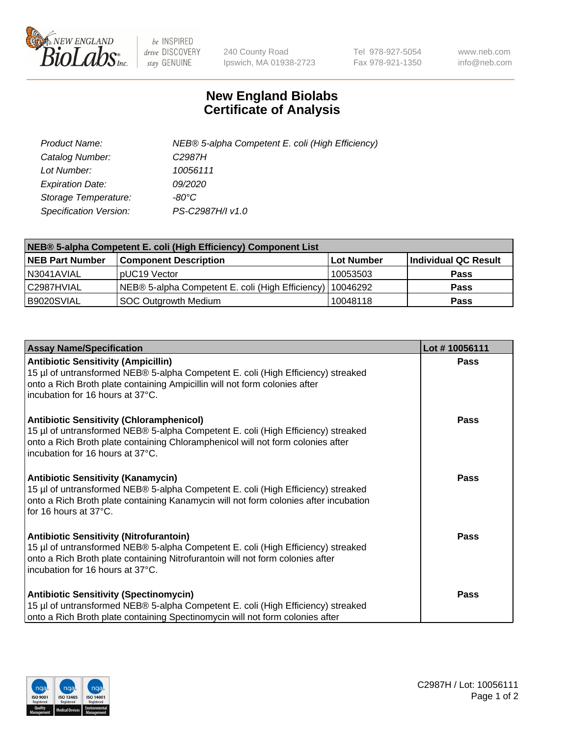New England Biolabs
240 County Road
Ipswich, MA 01938-2723
Tel 978-927-5054
Fax 978-921-1350
www.neb.com
info@neb.com

# New England Biolabs
# Certificate of Analysis

| | |
|---|---|
| *Product Name:* | *NEB® 5-alpha Competent E. coli (High Efficiency)* |
| *Catalog Number:* | *C2987H* |
| *Lot Number:* | *10056111* |
| *Expiration Date:* | *09/2020* |
| *Storage Temperature:* | *-80°C* |
| *Specification Version:* | *PS-C2987H/I v1.0* |

| NEB® 5-alpha Competent E. coli (High Efficiency) Component List | | | |
|---|---|---|---|
| **NEB Part Number** | **Component Description** | **Lot Number** | **Individual QC Result** |
| N3041AVIAL | pUC19 Vector | 10053503 | **Pass** |
| C2987HVIAL | NEB® 5-alpha Competent E. coli (High Efficiency) | 10046292 | **Pass** |
| B9020SVIAL | SOC Outgrowth Medium | 10048118 | **Pass** |

| Assay Name/Specification | Lot # 10056111 |
|---|---|
| **Antibiotic Sensitivity (Ampicillin)**<br>15 µl of untransformed NEB® 5-alpha Competent E. coli (High Efficiency) streaked onto a Rich Broth plate containing Ampicillin will not form colonies after incubation for 16 hours at 37°C. | **Pass** |
| **Antibiotic Sensitivity (Chloramphenicol)**<br>15 µl of untransformed NEB® 5-alpha Competent E. coli (High Efficiency) streaked onto a Rich Broth plate containing Chloramphenicol will not form colonies after incubation for 16 hours at 37°C. | **Pass** |
| **Antibiotic Sensitivity (Kanamycin)**<br>15 µl of untransformed NEB® 5-alpha Competent E. coli (High Efficiency) streaked onto a Rich Broth plate containing Kanamycin will not form colonies after incubation for 16 hours at 37°C. | **Pass** |
| **Antibiotic Sensitivity (Nitrofurantoin)**<br>15 µl of untransformed NEB® 5-alpha Competent E. coli (High Efficiency) streaked onto a Rich Broth plate containing Nitrofurantoin will not form colonies after incubation for 16 hours at 37°C. | **Pass** |
| **Antibiotic Sensitivity (Spectinomycin)**<br>15 µl of untransformed NEB® 5-alpha Competent E. coli (High Efficiency) streaked onto a Rich Broth plate containing Spectinomycin will not form colonies after | **Pass** |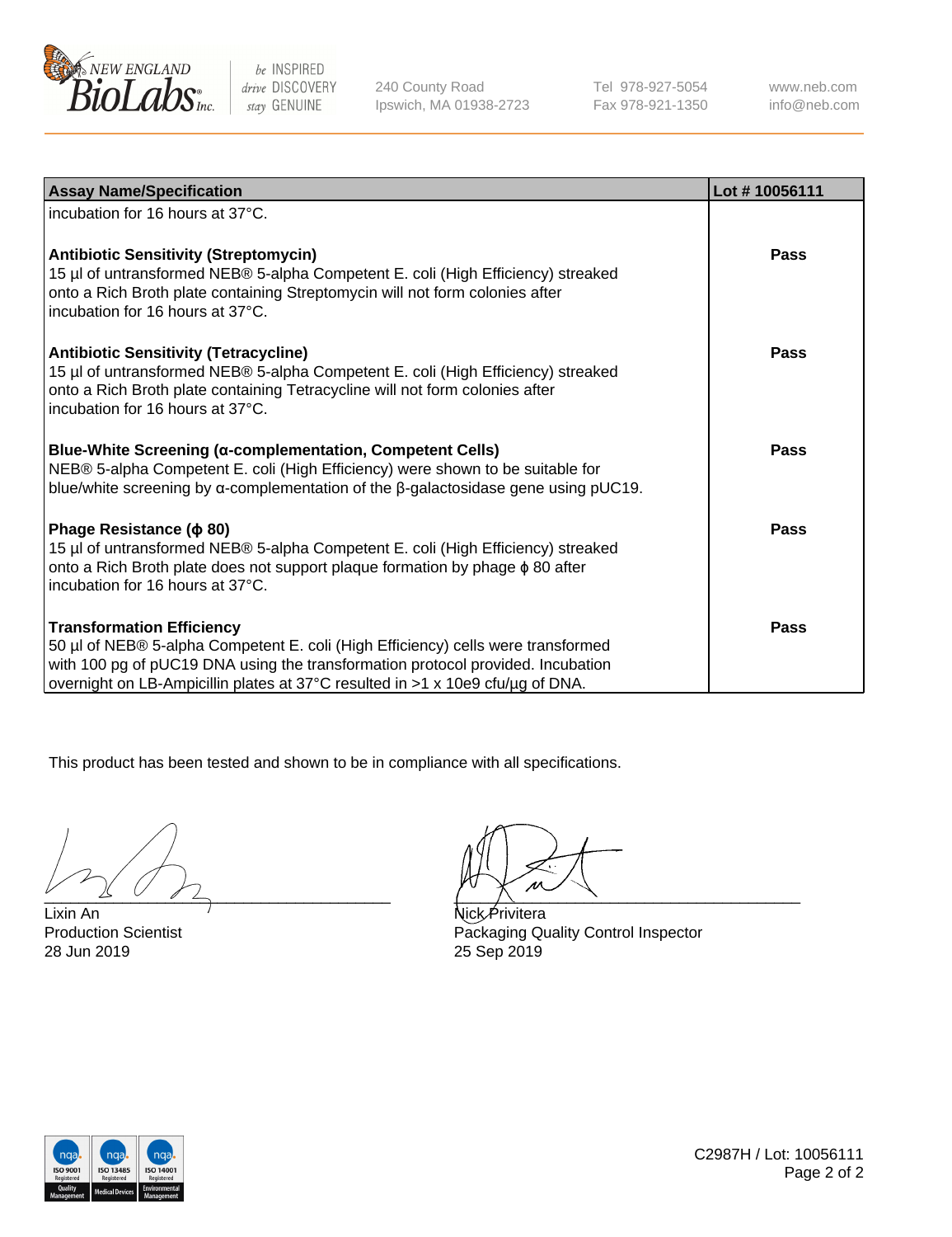New England BioLabs Inc. — be INSPIRED drive DISCOVERY stay GENUINE

240 County Road
Ipswich, MA 01938-2723

Tel 978-927-5054
Fax 978-921-1350

www.neb.com
info@neb.com

| Assay Name/Specification | Lot # 10056111 |
|---|---|
| incubation for 16 hours at 37°C. | |
| **Antibiotic Sensitivity (Streptomycin)**<br>15 µl of untransformed NEB® 5-alpha Competent E. coli (High Efficiency) streaked onto a Rich Broth plate containing Streptomycin will not form colonies after incubation for 16 hours at 37°C. | **Pass** |
| **Antibiotic Sensitivity (Tetracycline)**<br>15 µl of untransformed NEB® 5-alpha Competent E. coli (High Efficiency) streaked onto a Rich Broth plate containing Tetracycline will not form colonies after incubation for 16 hours at 37°C. | **Pass** |
| **Blue-White Screening (α-complementation, Competent Cells)**<br>NEB® 5-alpha Competent E. coli (High Efficiency) were shown to be suitable for blue/white screening by α-complementation of the β-galactosidase gene using pUC19. | **Pass** |
| **Phage Resistance (ϕ 80)**<br>15 µl of untransformed NEB® 5-alpha Competent E. coli (High Efficiency) streaked onto a Rich Broth plate does not support plaque formation by phage ϕ 80 after incubation for 16 hours at 37°C. | **Pass** |
| **Transformation Efficiency**<br>50 µl of NEB® 5-alpha Competent E. coli (High Efficiency) cells were transformed with 100 pg of pUC19 DNA using the transformation protocol provided. Incubation overnight on LB-Ampicillin plates at 37°C resulted in >1 x 10e9 cfu/µg of DNA. | **Pass** |

This product has been tested and shown to be in compliance with all specifications.

Lixin An
Production Scientist
28 Jun 2019

Nick Privitera
Packaging Quality Control Inspector
25 Sep 2019

C2987H / Lot: 10056111